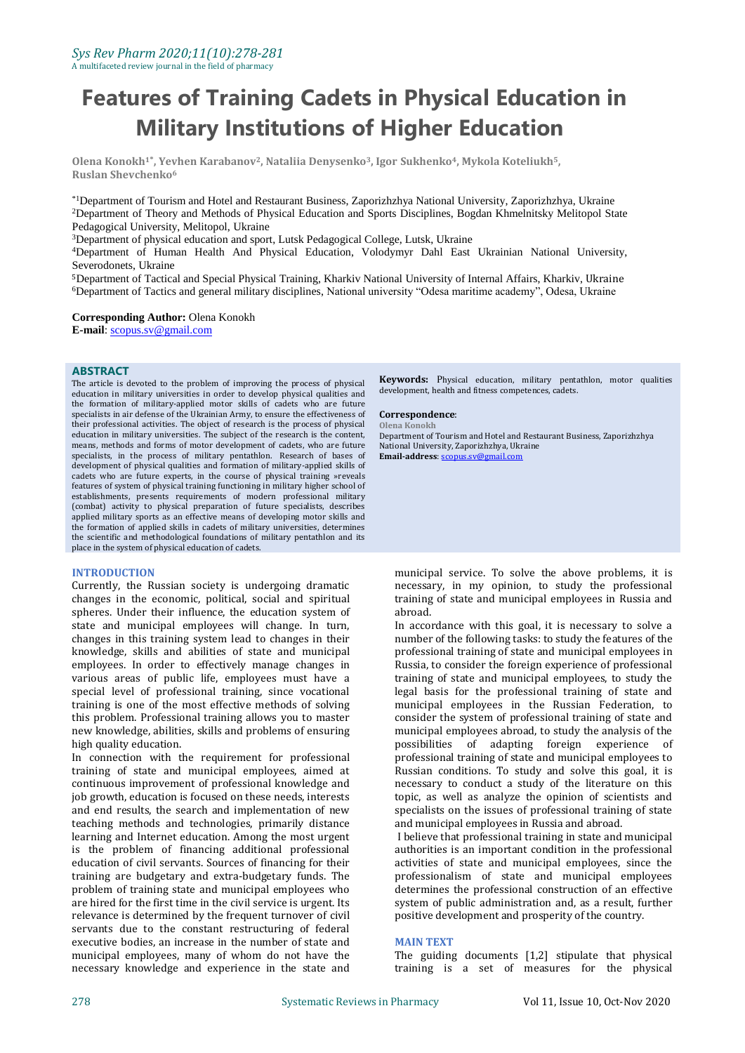# Features of Training Cadets in Physical Education in Military Institutions of Higher Education

**Olena Konokh[1*], Yevhen Karabanov[2], Nataliia Denysenko[3], Igor Sukhenko[4], Mykola Koteliukh[5], Ruslan Shevchenko[6]**

[*1]Department of Tourism and Hotel and Restaurant Business, Zaporizhzhya National University, Zaporizhzhya, Ukraine
[2]Department of Theory and Methods of Physical Education and Sports Disciplines, Bogdan Khmelnitsky Melitopol State Pedagogical University, Melitopol, Ukraine
[3]Department of physical education and sport, Lutsk Pedagogical College, Lutsk, Ukraine
[4]Department of Human Health And Physical Education, Volodymyr Dahl East Ukrainian National University, Severodonets, Ukraine
[5]Department of Tactical and Special Physical Training, Kharkiv National University of Internal Affairs, Kharkiv, Ukraine
[6]Department of Tactics and general military disciplines, National university "Odesa maritime academy", Odesa, Ukraine

**Corresponding Author:** Olena Konokh
**E-mail**: scopus.sv@gmail.com

## ABSTRACT

The article is devoted to the problem of improving the process of physical education in military universities in order to develop physical qualities and the formation of military-applied motor skills of cadets who are future specialists in air defense of the Ukrainian Army, to ensure the effectiveness of their professional activities. The object of research is the process of physical education in military universities. The subject of the research is the content, means, methods and forms of motor development of cadets, who are future specialists, in the process of military pentathlon. Research of bases of development of physical qualities and formation of military-applied skills of cadets who are future experts, in the course of physical training »reveals features of system of physical training functioning in military higher school of establishments, presents requirements of modern professional military (combat) activity to physical preparation of future specialists, describes applied military sports as an effective means of developing motor skills and the formation of applied skills in cadets of military universities, determines the scientific and methodological foundations of military pentathlon and its place in the system of physical education of cadets.

**Keywords:** Physical education, military pentathlon, motor qualities development, health and fitness competences, cadets.

**Correspondence**:
Olena Konokh
Department of Tourism and Hotel and Restaurant Business, Zaporizhzhya National University, Zaporizhzhya, Ukraine
**Email-address**: scopus.sv@gmail.com

## INTRODUCTION

Currently, the Russian society is undergoing dramatic changes in the economic, political, social and spiritual spheres. Under their influence, the education system of state and municipal employees will change. In turn, changes in this training system lead to changes in their knowledge, skills and abilities of state and municipal employees. In order to effectively manage changes in various areas of public life, employees must have a special level of professional training, since vocational training is one of the most effective methods of solving this problem. Professional training allows you to master new knowledge, abilities, skills and problems of ensuring high quality education.

In connection with the requirement for professional training of state and municipal employees, aimed at continuous improvement of professional knowledge and job growth, education is focused on these needs, interests and end results, the search and implementation of new teaching methods and technologies, primarily distance learning and Internet education. Among the most urgent is the problem of financing additional professional education of civil servants. Sources of financing for their training are budgetary and extra-budgetary funds. The problem of training state and municipal employees who are hired for the first time in the civil service is urgent. Its relevance is determined by the frequent turnover of civil servants due to the constant restructuring of federal executive bodies, an increase in the number of state and municipal employees, many of whom do not have the necessary knowledge and experience in the state and municipal service. To solve the above problems, it is necessary, in my opinion, to study the professional training of state and municipal employees in Russia and abroad.

In accordance with this goal, it is necessary to solve a number of the following tasks: to study the features of the professional training of state and municipal employees in Russia, to consider the foreign experience of professional training of state and municipal employees, to study the legal basis for the professional training of state and municipal employees in the Russian Federation, to consider the system of professional training of state and municipal employees abroad, to study the analysis of the possibilities of adapting foreign experience of professional training of state and municipal employees to Russian conditions. To study and solve this goal, it is necessary to conduct a study of the literature on this topic, as well as analyze the opinion of scientists and specialists on the issues of professional training of state and municipal employees in Russia and abroad.

I believe that professional training in state and municipal authorities is an important condition in the professional activities of state and municipal employees, since the professionalism of state and municipal employees determines the professional construction of an effective system of public administration and, as a result, further positive development and prosperity of the country.

## MAIN TEXT

The guiding documents [1,2] stipulate that physical training is a set of measures for the physical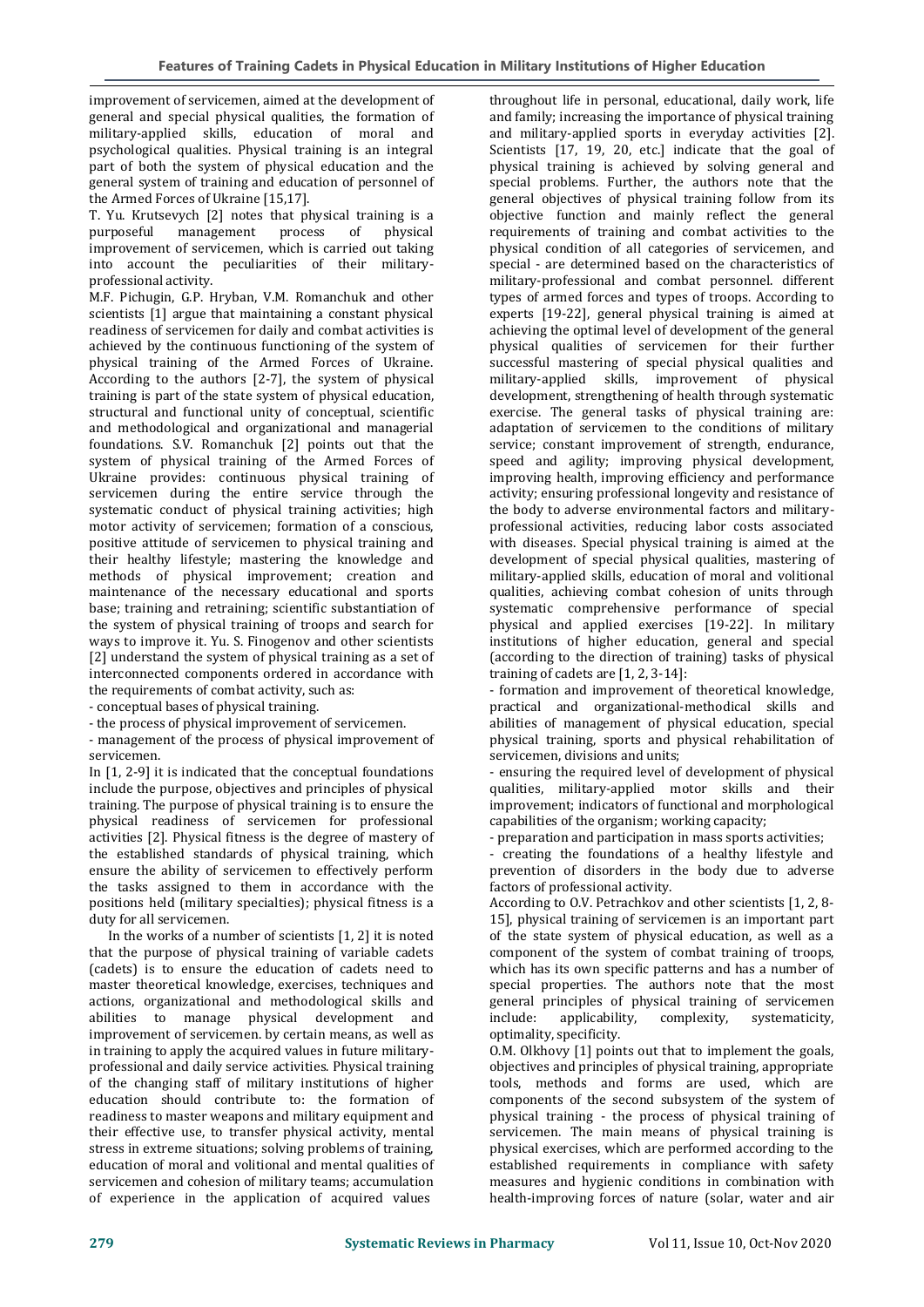improvement of servicemen, aimed at the development of general and special physical qualities, the formation of military-applied skills, education of moral and psychological qualities. Physical training is an integral part of both the system of physical education and the general system of training and education of personnel of the Armed Forces of Ukraine [15,17].

T. Yu. Krutsevych [2] notes that physical training is a purposeful management process of physical improvement of servicemen, which is carried out taking into account the peculiarities of their military-professional activity.

M.F. Pichugin, G.P. Hryban, V.M. Romanchuk and other scientists [1] argue that maintaining a constant physical readiness of servicemen for daily and combat activities is achieved by the continuous functioning of the system of physical training of the Armed Forces of Ukraine. According to the authors [2-7], the system of physical training is part of the state system of physical education, structural and functional unity of conceptual, scientific and methodological and organizational and managerial foundations. S.V. Romanchuk [2] points out that the system of physical training of the Armed Forces of Ukraine provides: continuous physical training of servicemen during the entire service through the systematic conduct of physical training activities; high motor activity of servicemen; formation of a conscious, positive attitude of servicemen to physical training and their healthy lifestyle; mastering the knowledge and methods of physical improvement; creation and maintenance of the necessary educational and sports base; training and retraining; scientific substantiation of the system of physical training of troops and search for ways to improve it. Yu. S. Finogenov and other scientists [2] understand the system of physical training as a set of interconnected components ordered in accordance with the requirements of combat activity, such as:

- conceptual bases of physical training.
- the process of physical improvement of servicemen.
- management of the process of physical improvement of servicemen.

In [1, 2-9] it is indicated that the conceptual foundations include the purpose, objectives and principles of physical training. The purpose of physical training is to ensure the physical readiness of servicemen for professional activities [2]. Physical fitness is the degree of mastery of the established standards of physical training, which ensure the ability of servicemen to effectively perform the tasks assigned to them in accordance with the positions held (military specialties); physical fitness is a duty for all servicemen.

In the works of a number of scientists [1, 2] it is noted that the purpose of physical training of variable cadets (cadets) is to ensure the education of cadets need to master theoretical knowledge, exercises, techniques and actions, organizational and methodological skills and abilities to manage physical development and improvement of servicemen. by certain means, as well as in training to apply the acquired values in future military-professional and daily service activities. Physical training of the changing staff of military institutions of higher education should contribute to: the formation of readiness to master weapons and military equipment and their effective use, to transfer physical activity, mental stress in extreme situations; solving problems of training, education of moral and volitional and mental qualities of servicemen and cohesion of military teams; accumulation of experience in the application of acquired values throughout life in personal, educational, daily work, life and family; increasing the importance of physical training and military-applied sports in everyday activities [2]. Scientists [17, 19, 20, etc.] indicate that the goal of physical training is achieved by solving general and special problems. Further, the authors note that the general objectives of physical training follow from its objective function and mainly reflect the general requirements of training and combat activities to the physical condition of all categories of servicemen, and special - are determined based on the characteristics of military-professional and combat personnel. different types of armed forces and types of troops. According to experts [19-22], general physical training is aimed at achieving the optimal level of development of the general physical qualities of servicemen for their further successful mastering of special physical qualities and military-applied skills, improvement of physical development, strengthening of health through systematic exercise. The general tasks of physical training are: adaptation of servicemen to the conditions of military service; constant improvement of strength, endurance, speed and agility; improving physical development, improving health, improving efficiency and performance activity; ensuring professional longevity and resistance of the body to adverse environmental factors and military-professional activities, reducing labor costs associated with diseases. Special physical training is aimed at the development of special physical qualities, mastering of military-applied skills, education of moral and volitional qualities, achieving combat cohesion of units through systematic comprehensive performance of special physical and applied exercises [19-22]. In military institutions of higher education, general and special (according to the direction of training) tasks of physical training of cadets are [1, 2, 3-14]:

- formation and improvement of theoretical knowledge, practical and organizational-methodical skills and abilities of management of physical education, special physical training, sports and physical rehabilitation of servicemen, divisions and units;
- ensuring the required level of development of physical qualities, military-applied motor skills and their improvement; indicators of functional and morphological capabilities of the organism; working capacity;
- preparation and participation in mass sports activities;
- creating the foundations of a healthy lifestyle and prevention of disorders in the body due to adverse factors of professional activity.

According to O.V. Petrachkov and other scientists [1, 2, 8-15], physical training of servicemen is an important part of the state system of physical education, as well as a component of the system of combat training of troops, which has its own specific patterns and has a number of special properties. The authors note that the most general principles of physical training of servicemen include: applicability, complexity, systematicity, optimality, specificity.

O.M. Olkhovy [1] points out that to implement the goals, objectives and principles of physical training, appropriate tools, methods and forms are used, which are components of the second subsystem of the system of physical training - the process of physical training of servicemen. The main means of physical training is physical exercises, which are performed according to the established requirements in compliance with safety measures and hygienic conditions in combination with health-improving forces of nature (solar, water and air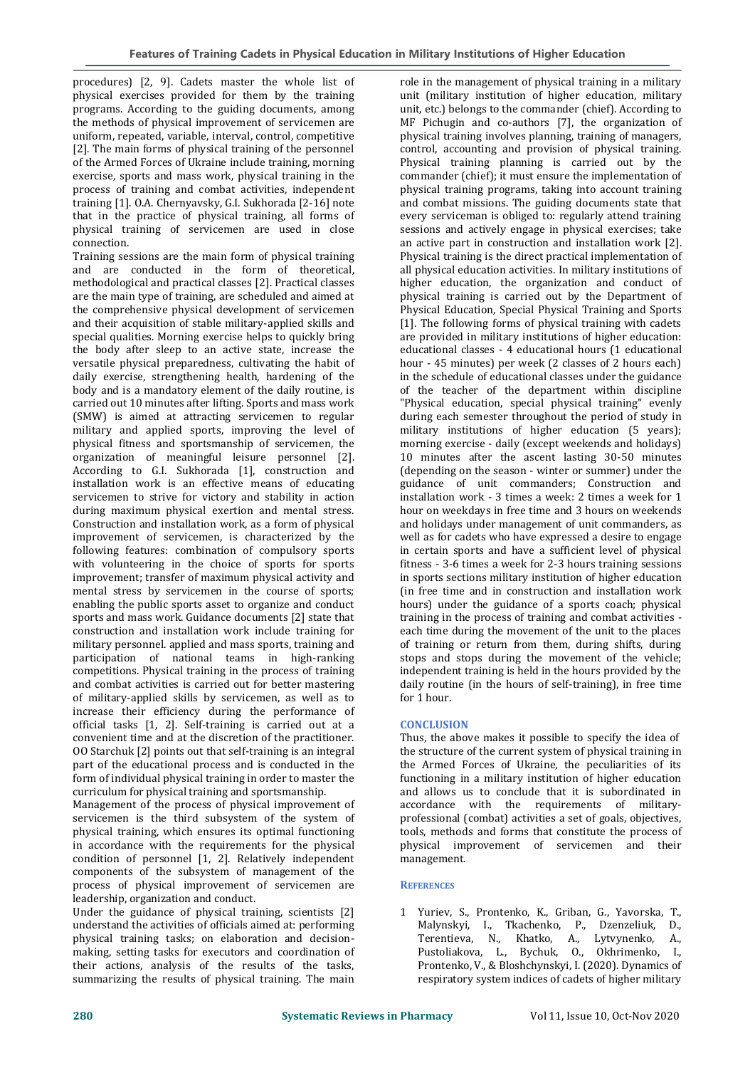procedures) [2, 9]. Cadets master the whole list of physical exercises provided for them by the training programs. According to the guiding documents, among the methods of physical improvement of servicemen are uniform, repeated, variable, interval, control, competitive [2]. The main forms of physical training of the personnel of the Armed Forces of Ukraine include training, morning exercise, sports and mass work, physical training in the process of training and combat activities, independent training [1]. O.A. Chernyavsky, G.I. Sukhorada [2-16] note that in the practice of physical training, all forms of physical training of servicemen are used in close connection.

Training sessions are the main form of physical training and are conducted in the form of theoretical, methodological and practical classes [2]. Practical classes are the main type of training, are scheduled and aimed at the comprehensive physical development of servicemen and their acquisition of stable military-applied skills and special qualities. Morning exercise helps to quickly bring the body after sleep to an active state, increase the versatile physical preparedness, cultivating the habit of daily exercise, strengthening health, hardening of the body and is a mandatory element of the daily routine, is carried out 10 minutes after lifting. Sports and mass work (SMW) is aimed at attracting servicemen to regular military and applied sports, improving the level of physical fitness and sportsmanship of servicemen, the organization of meaningful leisure personnel [2]. According to G.I. Sukhorada [1], construction and installation work is an effective means of educating servicemen to strive for victory and stability in action during maximum physical exertion and mental stress. Construction and installation work, as a form of physical improvement of servicemen, is characterized by the following features: combination of compulsory sports with volunteering in the choice of sports for sports improvement; transfer of maximum physical activity and mental stress by servicemen in the course of sports; enabling the public sports asset to organize and conduct sports and mass work. Guidance documents [2] state that construction and installation work include training for military personnel. applied and mass sports, training and participation of national teams in high-ranking competitions. Physical training in the process of training and combat activities is carried out for better mastering of military-applied skills by servicemen, as well as to increase their efficiency during the performance of official tasks [1, 2]. Self-training is carried out at a convenient time and at the discretion of the practitioner. OO Starchuk [2] points out that self-training is an integral part of the educational process and is conducted in the form of individual physical training in order to master the curriculum for physical training and sportsmanship.

Management of the process of physical improvement of servicemen is the third subsystem of the system of physical training, which ensures its optimal functioning in accordance with the requirements for the physical condition of personnel [1, 2]. Relatively independent components of the subsystem of management of the process of physical improvement of servicemen are leadership, organization and conduct.

Under the guidance of physical training, scientists [2] understand the activities of officials aimed at: performing physical training tasks; on elaboration and decision-making, setting tasks for executors and coordination of their actions, analysis of the results of the tasks, summarizing the results of physical training. The main role in the management of physical training in a military unit (military institution of higher education, military unit, etc.) belongs to the commander (chief). According to MF Pichugin and co-authors [7], the organization of physical training involves planning, training of managers, control, accounting and provision of physical training. Physical training planning is carried out by the commander (chief); it must ensure the implementation of physical training programs, taking into account training and combat missions. The guiding documents state that every serviceman is obliged to: regularly attend training sessions and actively engage in physical exercises; take an active part in construction and installation work [2]. Physical training is the direct practical implementation of all physical education activities. In military institutions of higher education, the organization and conduct of physical training is carried out by the Department of Physical Education, Special Physical Training and Sports [1]. The following forms of physical training with cadets are provided in military institutions of higher education: educational classes - 4 educational hours (1 educational hour - 45 minutes) per week (2 classes of 2 hours each) in the schedule of educational classes under the guidance of the teacher of the department within discipline "Physical education, special physical training" evenly during each semester throughout the period of study in military institutions of higher education (5 years); morning exercise - daily (except weekends and holidays) 10 minutes after the ascent lasting 30-50 minutes (depending on the season - winter or summer) under the guidance of unit commanders; Construction and installation work - 3 times a week: 2 times a week for 1 hour on weekdays in free time and 3 hours on weekends and holidays under management of unit commanders, as well as for cadets who have expressed a desire to engage in certain sports and have a sufficient level of physical fitness - 3-6 times a week for 2-3 hours training sessions in sports sections military institution of higher education (in free time and in construction and installation work hours) under the guidance of a sports coach; physical training in the process of training and combat activities - each time during the movement of the unit to the places of training or return from them, during shifts, during stops and stops during the movement of the vehicle; independent training is held in the hours provided by the daily routine (in the hours of self-training), in free time for 1 hour.

## CONCLUSION

Thus, the above makes it possible to specify the idea of the structure of the current system of physical training in the Armed Forces of Ukraine, the peculiarities of its functioning in a military institution of higher education and allows us to conclude that it is subordinated in accordance with the requirements of military-professional (combat) activities a set of goals, objectives, tools, methods and forms that constitute the process of physical improvement of servicemen and their management.

## REFERENCES

1. Yuriev, S., Prontenko, K., Griban, G., Yavorska, T., Malynskyi, I., Tkachenko, P., Dzenzeliuk, D., Terentieva, N., Khatko, A., Lytvynenko, A., Pustoliakova, L., Bychuk, O., Okhrimenko, I., Prontenko, V., & Bloshchynskyi, I. (2020). Dynamics of respiratory system indices of cadets of higher military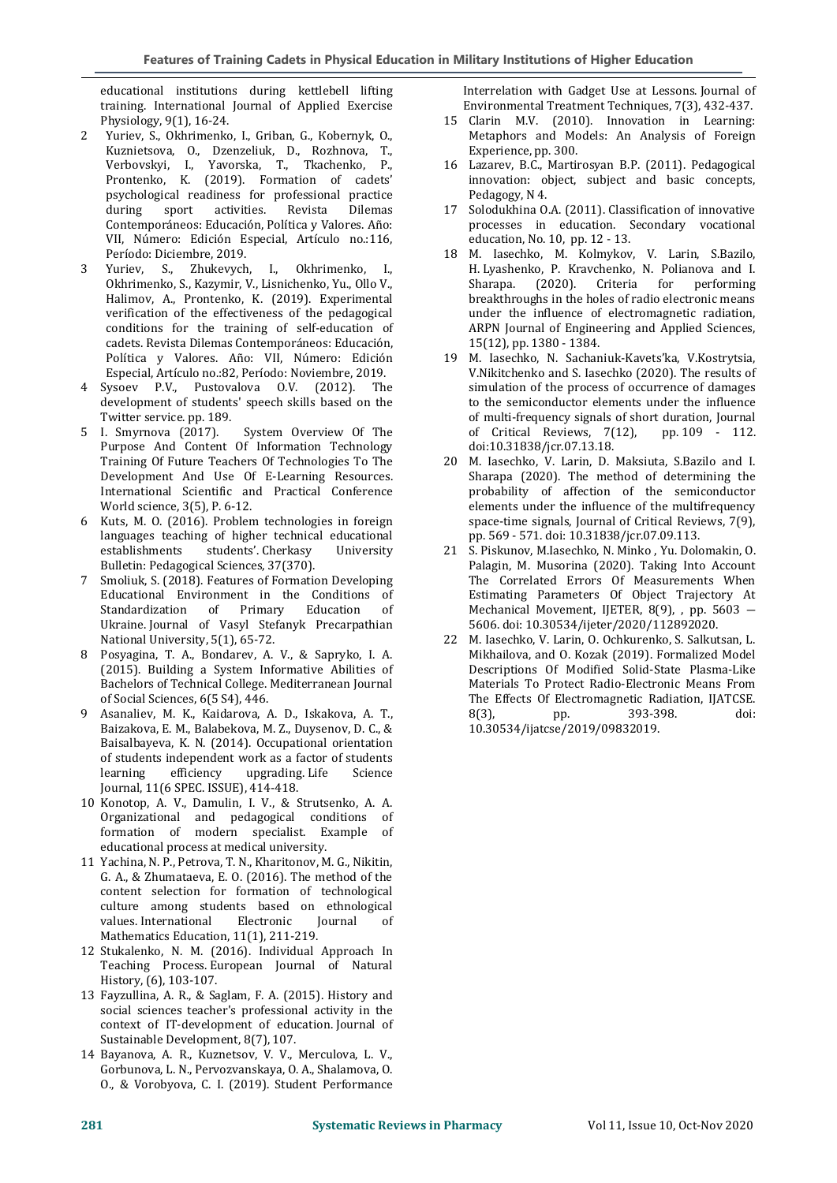educational institutions during kettlebell lifting training. International Journal of Applied Exercise Physiology, 9(1), 16-24.

2 Yuriev, S., Okhrimenko, I., Griban, G., Kobernyk, O., Kuznietsova, O., Dzenzeliuk, D., Rozhnova, T., Verbovskyi, I., Yavorska, T., Tkachenko, P., Prontenko, K. (2019). Formation of cadets' psychological readiness for professional practice during sport activities. Revista Dilemas Contemporáneos: Educación, Política y Valores. Año: VII, Número: Edición Especial, Artículo no.:116, Período: Diciembre, 2019.

3 Yuriev, S., Zhukevych, I., Okhrimenko, I., Okhrimenko, S., Kazymir, V., Lisnichenko, Yu., Ollo V., Halimov, A., Prontenko, K. (2019). Experimental verification of the effectiveness of the pedagogical conditions for the training of self-education of cadets. Revista Dilemas Contemporáneos: Educación, Política y Valores. Año: VII, Número: Edición Especial, Artículo no.:82, Período: Noviembre, 2019.

4 Sysoev P.V., Pustovalova O.V. (2012). The development of students' speech skills based on the Twitter service. pp. 189.

5 I. Smyrnova (2017). System Overview Of The Purpose And Content Of Information Technology Training Of Future Teachers Of Technologies To The Development And Use Of E-Learning Resources. International Scientific and Practical Conference World science, 3(5), P. 6-12.

6 Kuts, M. O. (2016). Problem technologies in foreign languages teaching of higher technical educational establishments students'. Cherkasy University Bulletin: Pedagogical Sciences, 37(370).

7 Smoliuk, S. (2018). Features of Formation Developing Educational Environment in the Conditions of Standardization of Primary Education of Ukraine. Journal of Vasyl Stefanyk Precarpathian National University, 5(1), 65-72.

8 Posyagina, T. A., Bondarev, A. V., & Sapryko, I. A. (2015). Building a System Informative Abilities of Bachelors of Technical College. Mediterranean Journal of Social Sciences, 6(5 S4), 446.

9 Asanaliev, M. K., Kaidarova, A. D., Iskakova, A. T., Baizakova, E. M., Balabekova, M. Z., Duysenov, D. C., & Baisalbayeva, K. N. (2014). Occupational orientation of students independent work as a factor of students learning efficiency upgrading. Life Science Journal, 11(6 SPEC. ISSUE), 414-418.

10 Konotop, A. V., Damulin, I. V., & Strutsenko, A. A. Organizational and pedagogical conditions of formation of modern specialist. Example of educational process at medical university.

11 Yachina, N. P., Petrova, T. N., Kharitonov, M. G., Nikitin, G. A., & Zhumataeva, E. O. (2016). The method of the content selection for formation of technological culture among students based on ethnological values. International Electronic Journal of Mathematics Education, 11(1), 211-219.

12 Stukalenko, N. M. (2016). Individual Approach In Teaching Process. European Journal of Natural History, (6), 103-107.

13 Fayzullina, A. R., & Saglam, F. A. (2015). History and social sciences teacher's professional activity in the context of IT-development of education. Journal of Sustainable Development, 8(7), 107.

14 Bayanova, A. R., Kuznetsov, V. V., Merculova, L. V., Gorbunova, L. N., Pervozvanskaya, O. A., Shalamova, O. O., & Vorobyova, C. I. (2019). Student Performance Interrelation with Gadget Use at Lessons. Journal of Environmental Treatment Techniques, 7(3), 432-437.

15 Clarin M.V. (2010). Innovation in Learning: Metaphors and Models: An Analysis of Foreign Experience, pp. 300.

16 Lazarev, B.C., Martirosyan B.P. (2011). Pedagogical innovation: object, subject and basic concepts, Pedagogy, N 4.

17 Solodukhina O.A. (2011). Classification of innovative processes in education. Secondary vocational education, No. 10, pp. 12 - 13.

18 M. Iasechko, M. Kolmykov, V. Larin, S.Bazilo, H. Lyashenko, P. Kravchenko, N. Polianova and I. Sharapa. (2020). Criteria for performing breakthroughs in the holes of radio electronic means under the influence of electromagnetic radiation, ARPN Journal of Engineering and Applied Sciences, 15(12), pp. 1380 - 1384.

19 M. Iasechko, N. Sachaniuk-Kavets'ka, V.Kostrytsia, V.Nikitchenko and S. Iasechko (2020). The results of simulation of the process of occurrence of damages to the semiconductor elements under the influence of multi-frequency signals of short duration, Journal of Critical Reviews, 7(12), pp. 109 - 112. doi:10.31838/jcr.07.13.18.

20 M. Iasechko, V. Larin, D. Maksiuta, S.Bazilo and I. Sharapa (2020). The method of determining the probability of affection of the semiconductor elements under the influence of the multifrequency space-time signals, Journal of Critical Reviews, 7(9), pp. 569 - 571. doi: 10.31838/jcr.07.09.113.

21 S. Piskunov, M.Iasechko, N. Minko , Yu. Dolomakin, O. Palagin, M. Musorina (2020). Taking Into Account The Correlated Errors Of Measurements When Estimating Parameters Of Object Trajectory At Mechanical Movement, IJETER, 8(9), , pp. 5603 — 5606. doi: 10.30534/ijeter/2020/112892020.

22 M. Iasechko, V. Larin, O. Ochkurenko, S. Salkutsan, L. Mikhailova, and O. Kozak (2019). Formalized Model Descriptions Of Modified Solid-State Plasma-Like Materials To Protect Radio-Electronic Means From The Effects Of Electromagnetic Radiation, IJATCSE. 8(3), pp. 393-398. doi: 10.30534/ijatcse/2019/09832019.